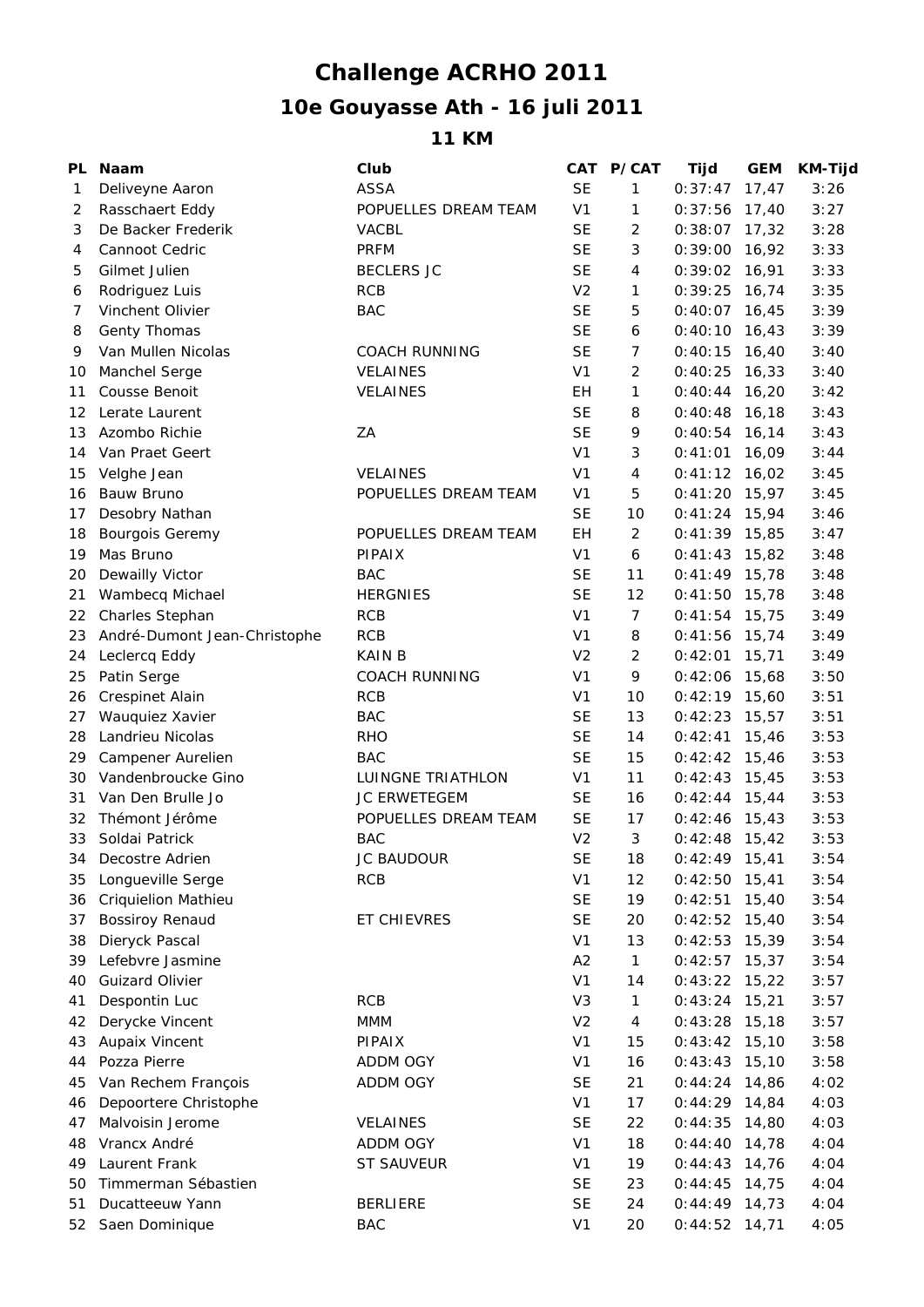# Challenge ACRHO 2011

## 10e Gouyasse Ath - 16 juli 2011

### 11 KM

| PL | Naam | Club | CAT | P/CAT | Tijd | GEM | KM-Tijd |
|---|---|---|---|---|---|---|---|
| 1 | Deliveyne Aaron | ASSA | SE | 1 | 0:37:47 | 17,47 | 3:26 |
| 2 | Rasschaert Eddy | POPUELLES DREAM TEAM | V1 | 1 | 0:37:56 | 17,40 | 3:27 |
| 3 | De Backer Frederik | VACBL | SE | 2 | 0:38:07 | 17,32 | 3:28 |
| 4 | Cannoot Cedric | PRFM | SE | 3 | 0:39:00 | 16,92 | 3:33 |
| 5 | Gilmet Julien | BECLERS JC | SE | 4 | 0:39:02 | 16,91 | 3:33 |
| 6 | Rodriguez Luis | RCB | V2 | 1 | 0:39:25 | 16,74 | 3:35 |
| 7 | Vinchent Olivier | BAC | SE | 5 | 0:40:07 | 16,45 | 3:39 |
| 8 | Genty Thomas | | SE | 6 | 0:40:10 | 16,43 | 3:39 |
| 9 | Van Mullen Nicolas | COACH RUNNING | SE | 7 | 0:40:15 | 16,40 | 3:40 |
| 10 | Manchel Serge | VELAINES | V1 | 2 | 0:40:25 | 16,33 | 3:40 |
| 11 | Cousse Benoit | VELAINES | EH | 1 | 0:40:44 | 16,20 | 3:42 |
| 12 | Lerate Laurent | | SE | 8 | 0:40:48 | 16,18 | 3:43 |
| 13 | Azombo Richie | ZA | SE | 9 | 0:40:54 | 16,14 | 3:43 |
| 14 | Van Praet Geert | | V1 | 3 | 0:41:01 | 16,09 | 3:44 |
| 15 | Velghe Jean | VELAINES | V1 | 4 | 0:41:12 | 16,02 | 3:45 |
| 16 | Bauw Bruno | POPUELLES DREAM TEAM | V1 | 5 | 0:41:20 | 15,97 | 3:45 |
| 17 | Desobry Nathan | | SE | 10 | 0:41:24 | 15,94 | 3:46 |
| 18 | Bourgois Geremy | POPUELLES DREAM TEAM | EH | 2 | 0:41:39 | 15,85 | 3:47 |
| 19 | Mas Bruno | PIPAIX | V1 | 6 | 0:41:43 | 15,82 | 3:48 |
| 20 | Dewailly Victor | BAC | SE | 11 | 0:41:49 | 15,78 | 3:48 |
| 21 | Wambecq Michael | HERGNIES | SE | 12 | 0:41:50 | 15,78 | 3:48 |
| 22 | Charles Stephan | RCB | V1 | 7 | 0:41:54 | 15,75 | 3:49 |
| 23 | André-Dumont Jean-Christophe | RCB | V1 | 8 | 0:41:56 | 15,74 | 3:49 |
| 24 | Leclercq Eddy | KAIN B | V2 | 2 | 0:42:01 | 15,71 | 3:49 |
| 25 | Patin Serge | COACH RUNNING | V1 | 9 | 0:42:06 | 15,68 | 3:50 |
| 26 | Crespinet Alain | RCB | V1 | 10 | 0:42:19 | 15,60 | 3:51 |
| 27 | Wauquiez Xavier | BAC | SE | 13 | 0:42:23 | 15,57 | 3:51 |
| 28 | Landrieu Nicolas | RHO | SE | 14 | 0:42:41 | 15,46 | 3:53 |
| 29 | Campener Aurelien | BAC | SE | 15 | 0:42:42 | 15,46 | 3:53 |
| 30 | Vandenbroucke Gino | LUINGNE TRIATHLON | V1 | 11 | 0:42:43 | 15,45 | 3:53 |
| 31 | Van Den Brulle Jo | JC ERWETEGEM | SE | 16 | 0:42:44 | 15,44 | 3:53 |
| 32 | Thémont Jérôme | POPUELLES DREAM TEAM | SE | 17 | 0:42:46 | 15,43 | 3:53 |
| 33 | Soldai Patrick | BAC | V2 | 3 | 0:42:48 | 15,42 | 3:53 |
| 34 | Decostre Adrien | JC BAUDOUR | SE | 18 | 0:42:49 | 15,41 | 3:54 |
| 35 | Longueville Serge | RCB | V1 | 12 | 0:42:50 | 15,41 | 3:54 |
| 36 | Criquielion Mathieu | | SE | 19 | 0:42:51 | 15,40 | 3:54 |
| 37 | Bossiroy Renaud | ET CHIEVRES | SE | 20 | 0:42:52 | 15,40 | 3:54 |
| 38 | Dieryck Pascal | | V1 | 13 | 0:42:53 | 15,39 | 3:54 |
| 39 | Lefebvre Jasmine | | A2 | 1 | 0:42:57 | 15,37 | 3:54 |
| 40 | Guizard Olivier | | V1 | 14 | 0:43:22 | 15,22 | 3:57 |
| 41 | Despontin Luc | RCB | V3 | 1 | 0:43:24 | 15,21 | 3:57 |
| 42 | Derycke Vincent | MMM | V2 | 4 | 0:43:28 | 15,18 | 3:57 |
| 43 | Aupaix Vincent | PIPAIX | V1 | 15 | 0:43:42 | 15,10 | 3:58 |
| 44 | Pozza Pierre | ADDM OGY | V1 | 16 | 0:43:43 | 15,10 | 3:58 |
| 45 | Van Rechem François | ADDM OGY | SE | 21 | 0:44:24 | 14,86 | 4:02 |
| 46 | Depoortere Christophe | | V1 | 17 | 0:44:29 | 14,84 | 4:03 |
| 47 | Malvoisin Jerome | VELAINES | SE | 22 | 0:44:35 | 14,80 | 4:03 |
| 48 | Vrancx André | ADDM OGY | V1 | 18 | 0:44:40 | 14,78 | 4:04 |
| 49 | Laurent Frank | ST SAUVEUR | V1 | 19 | 0:44:43 | 14,76 | 4:04 |
| 50 | Timmerman Sébastien | | SE | 23 | 0:44:45 | 14,75 | 4:04 |
| 51 | Ducatteeuw Yann | BERLIERE | SE | 24 | 0:44:49 | 14,73 | 4:04 |
| 52 | Saen Dominique | BAC | V1 | 20 | 0:44:52 | 14,71 | 4:05 |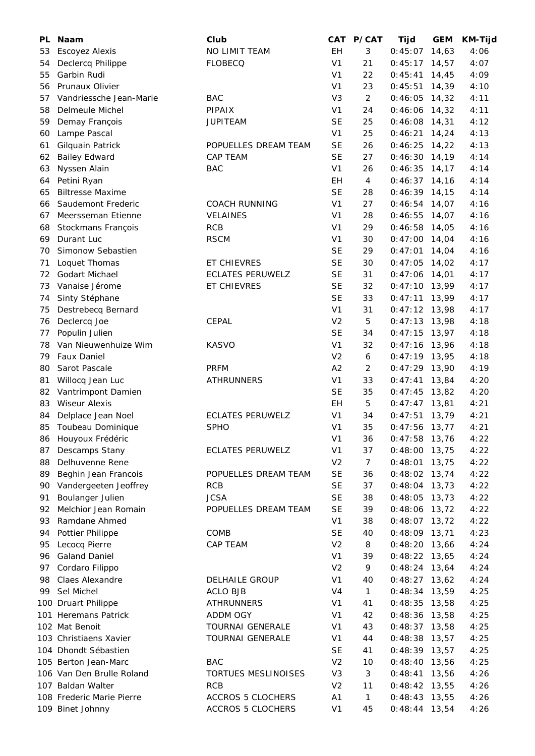| PL | Naam | Club | CAT | P/CAT | Tijd | GEM | KM-Tijd |
|---|---|---|---|---|---|---|---|
| 53 | Escoyez Alexis | NO LIMIT TEAM | EH | 3 | 0:45:07 | 14,63 | 4:06 |
| 54 | Declercq Philippe | FLOBECQ | V1 | 21 | 0:45:17 | 14,57 | 4:07 |
| 55 | Garbin Rudi | | V1 | 22 | 0:45:41 | 14,45 | 4:09 |
| 56 | Prunaux Olivier | | V1 | 23 | 0:45:51 | 14,39 | 4:10 |
| 57 | Vandriessche Jean-Marie | BAC | V3 | 2 | 0:46:05 | 14,32 | 4:11 |
| 58 | Delmeule Michel | PIPAIX | V1 | 24 | 0:46:06 | 14,32 | 4:11 |
| 59 | Demay François | JUPITEAM | SE | 25 | 0:46:08 | 14,31 | 4:12 |
| 60 | Lampe Pascal | | V1 | 25 | 0:46:21 | 14,24 | 4:13 |
| 61 | Gilquain Patrick | POPUELLES DREAM TEAM | SE | 26 | 0:46:25 | 14,22 | 4:13 |
| 62 | Bailey Edward | CAP TEAM | SE | 27 | 0:46:30 | 14,19 | 4:14 |
| 63 | Nyssen Alain | BAC | V1 | 26 | 0:46:35 | 14,17 | 4:14 |
| 64 | Petini Ryan | | EH | 4 | 0:46:37 | 14,16 | 4:14 |
| 65 | Biltresse Maxime | | SE | 28 | 0:46:39 | 14,15 | 4:14 |
| 66 | Saudemont Frederic | COACH RUNNING | V1 | 27 | 0:46:54 | 14,07 | 4:16 |
| 67 | Meersseman Etienne | VELAINES | V1 | 28 | 0:46:55 | 14,07 | 4:16 |
| 68 | Stockmans François | RCB | V1 | 29 | 0:46:58 | 14,05 | 4:16 |
| 69 | Durant Luc | RSCM | V1 | 30 | 0:47:00 | 14,04 | 4:16 |
| 70 | Simonow Sebastien | | SE | 29 | 0:47:01 | 14,04 | 4:16 |
| 71 | Loquet Thomas | ET CHIEVRES | SE | 30 | 0:47:05 | 14,02 | 4:17 |
| 72 | Godart Michael | ECLATES PERUWELZ | SE | 31 | 0:47:06 | 14,01 | 4:17 |
| 73 | Vanaise Jérome | ET CHIEVRES | SE | 32 | 0:47:10 | 13,99 | 4:17 |
| 74 | Sinty Stéphane | | SE | 33 | 0:47:11 | 13,99 | 4:17 |
| 75 | Destrebecq Bernard | | V1 | 31 | 0:47:12 | 13,98 | 4:17 |
| 76 | Declercq Joe | CEPAL | V2 | 5 | 0:47:13 | 13,98 | 4:18 |
| 77 | Populin Julien | | SE | 34 | 0:47:15 | 13,97 | 4:18 |
| 78 | Van Nieuwenhuize Wim | KASVO | V1 | 32 | 0:47:16 | 13,96 | 4:18 |
| 79 | Faux Daniel | | V2 | 6 | 0:47:19 | 13,95 | 4:18 |
| 80 | Sarot Pascale | PRFM | A2 | 2 | 0:47:29 | 13,90 | 4:19 |
| 81 | Willocq Jean Luc | ATHRUNNERS | V1 | 33 | 0:47:41 | 13,84 | 4:20 |
| 82 | Vantrimpont Damien | | SE | 35 | 0:47:45 | 13,82 | 4:20 |
| 83 | Wiseur Alexis | | EH | 5 | 0:47:47 | 13,81 | 4:21 |
| 84 | Delplace Jean Noel | ECLATES PERUWELZ | V1 | 34 | 0:47:51 | 13,79 | 4:21 |
| 85 | Toubeau Dominique | SPHO | V1 | 35 | 0:47:56 | 13,77 | 4:21 |
| 86 | Houyoux Frédéric | | V1 | 36 | 0:47:58 | 13,76 | 4:22 |
| 87 | Descamps Stany | ECLATES PERUWELZ | V1 | 37 | 0:48:00 | 13,75 | 4:22 |
| 88 | Delhuvenne Rene | | V2 | 7 | 0:48:01 | 13,75 | 4:22 |
| 89 | Beghin Jean Francois | POPUELLES DREAM TEAM | SE | 36 | 0:48:02 | 13,74 | 4:22 |
| 90 | Vandergeeten Jeoffrey | RCB | SE | 37 | 0:48:04 | 13,73 | 4:22 |
| 91 | Boulanger Julien | JCSA | SE | 38 | 0:48:05 | 13,73 | 4:22 |
| 92 | Melchior Jean Romain | POPUELLES DREAM TEAM | SE | 39 | 0:48:06 | 13,72 | 4:22 |
| 93 | Ramdane Ahmed | | V1 | 38 | 0:48:07 | 13,72 | 4:22 |
| 94 | Pottier Philippe | COMB | SE | 40 | 0:48:09 | 13,71 | 4:23 |
| 95 | Lecocq Pierre | CAP TEAM | V2 | 8 | 0:48:20 | 13,66 | 4:24 |
| 96 | Galand Daniel | | V1 | 39 | 0:48:22 | 13,65 | 4:24 |
| 97 | Cordaro Filippo | | V2 | 9 | 0:48:24 | 13,64 | 4:24 |
| 98 | Claes Alexandre | DELHAILE GROUP | V1 | 40 | 0:48:27 | 13,62 | 4:24 |
| 99 | Sel Michel | ACLO BJB | V4 | 1 | 0:48:34 | 13,59 | 4:25 |
| 100 | Druart Philippe | ATHRUNNERS | V1 | 41 | 0:48:35 | 13,58 | 4:25 |
| 101 | Heremans Patrick | ADDM OGY | V1 | 42 | 0:48:36 | 13,58 | 4:25 |
| 102 | Mat Benoit | TOURNAI GENERALE | V1 | 43 | 0:48:37 | 13,58 | 4:25 |
| 103 | Christiaens Xavier | TOURNAI GENERALE | V1 | 44 | 0:48:38 | 13,57 | 4:25 |
| 104 | Dhondt Sébastien | | SE | 41 | 0:48:39 | 13,57 | 4:25 |
| 105 | Berton Jean-Marc | BAC | V2 | 10 | 0:48:40 | 13,56 | 4:25 |
| 106 | Van Den Brulle Roland | TORTUES MESLINOISES | V3 | 3 | 0:48:41 | 13,56 | 4:26 |
| 107 | Baldan Walter | RCB | V2 | 11 | 0:48:42 | 13,55 | 4:26 |
| 108 | Frederic Marie Pierre | ACCROS 5 CLOCHERS | A1 | 1 | 0:48:43 | 13,55 | 4:26 |
| 109 | Binet Johnny | ACCROS 5 CLOCHERS | V1 | 45 | 0:48:44 | 13,54 | 4:26 |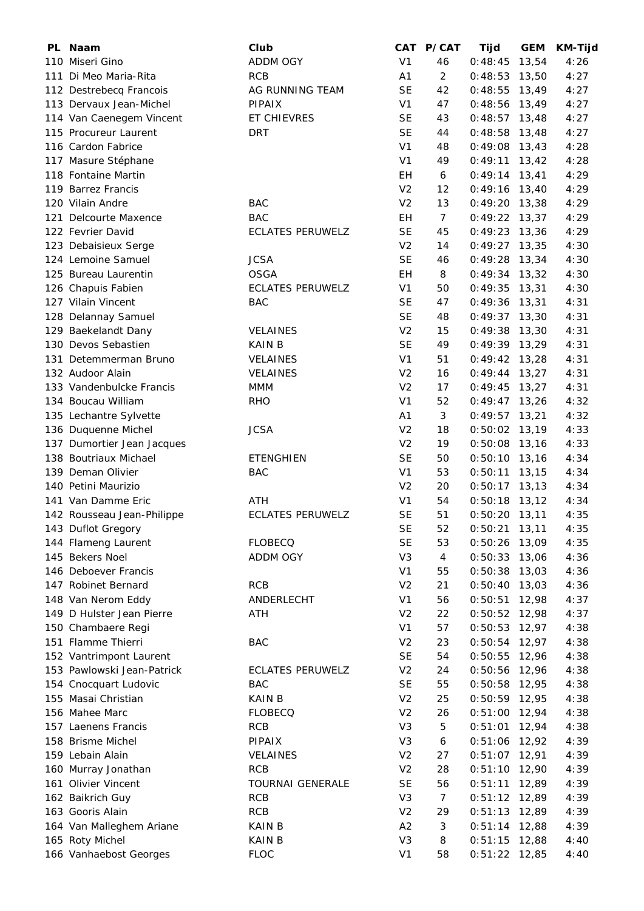| PL | Naam | Club | CAT | P/CAT | Tijd | GEM | KM-Tijd |
|---|---|---|---|---|---|---|---|
| 110 | Miseri Gino | ADDM OGY | V1 | 46 | 0:48:45 | 13,54 | 4:26 |
| 111 | Di Meo Maria-Rita | RCB | A1 | 2 | 0:48:53 | 13,50 | 4:27 |
| 112 | Destrebecq Francois | AG RUNNING TEAM | SE | 42 | 0:48:55 | 13,49 | 4:27 |
| 113 | Dervaux Jean-Michel | PIPAIX | V1 | 47 | 0:48:56 | 13,49 | 4:27 |
| 114 | Van Caenegem Vincent | ET CHIEVRES | SE | 43 | 0:48:57 | 13,48 | 4:27 |
| 115 | Procureur Laurent | DRT | SE | 44 | 0:48:58 | 13,48 | 4:27 |
| 116 | Cardon Fabrice | | V1 | 48 | 0:49:08 | 13,43 | 4:28 |
| 117 | Masure Stéphane | | V1 | 49 | 0:49:11 | 13,42 | 4:28 |
| 118 | Fontaine Martin | | EH | 6 | 0:49:14 | 13,41 | 4:29 |
| 119 | Barrez Francis | | V2 | 12 | 0:49:16 | 13,40 | 4:29 |
| 120 | Vilain Andre | BAC | V2 | 13 | 0:49:20 | 13,38 | 4:29 |
| 121 | Delcourte Maxence | BAC | EH | 7 | 0:49:22 | 13,37 | 4:29 |
| 122 | Fevrier David | ECLATES PERUWELZ | SE | 45 | 0:49:23 | 13,36 | 4:29 |
| 123 | Debaisieux Serge | | V2 | 14 | 0:49:27 | 13,35 | 4:30 |
| 124 | Lemoine Samuel | JCSA | SE | 46 | 0:49:28 | 13,34 | 4:30 |
| 125 | Bureau Laurentin | OSGA | EH | 8 | 0:49:34 | 13,32 | 4:30 |
| 126 | Chapuis Fabien | ECLATES PERUWELZ | V1 | 50 | 0:49:35 | 13,31 | 4:30 |
| 127 | Vilain Vincent | BAC | SE | 47 | 0:49:36 | 13,31 | 4:31 |
| 128 | Delannay Samuel | | SE | 48 | 0:49:37 | 13,30 | 4:31 |
| 129 | Baekelandt Dany | VELAINES | V2 | 15 | 0:49:38 | 13,30 | 4:31 |
| 130 | Devos Sebastien | KAIN B | SE | 49 | 0:49:39 | 13,29 | 4:31 |
| 131 | Detemmerman Bruno | VELAINES | V1 | 51 | 0:49:42 | 13,28 | 4:31 |
| 132 | Audoor Alain | VELAINES | V2 | 16 | 0:49:44 | 13,27 | 4:31 |
| 133 | Vandenbulcke Francis | MMM | V2 | 17 | 0:49:45 | 13,27 | 4:31 |
| 134 | Boucau William | RHO | V1 | 52 | 0:49:47 | 13,26 | 4:32 |
| 135 | Lechantre Sylvette | | A1 | 3 | 0:49:57 | 13,21 | 4:32 |
| 136 | Duquenne Michel | JCSA | V2 | 18 | 0:50:02 | 13,19 | 4:33 |
| 137 | Dumortier Jean Jacques | | V2 | 19 | 0:50:08 | 13,16 | 4:33 |
| 138 | Boutriaux Michael | ETENGHIEN | SE | 50 | 0:50:10 | 13,16 | 4:34 |
| 139 | Deman Olivier | BAC | V1 | 53 | 0:50:11 | 13,15 | 4:34 |
| 140 | Petini Maurizio | | V2 | 20 | 0:50:17 | 13,13 | 4:34 |
| 141 | Van Damme Eric | ATH | V1 | 54 | 0:50:18 | 13,12 | 4:34 |
| 142 | Rousseau Jean-Philippe | ECLATES PERUWELZ | SE | 51 | 0:50:20 | 13,11 | 4:35 |
| 143 | Duflot Gregory | | SE | 52 | 0:50:21 | 13,11 | 4:35 |
| 144 | Flameng Laurent | FLOBECQ | SE | 53 | 0:50:26 | 13,09 | 4:35 |
| 145 | Bekers Noel | ADDM OGY | V3 | 4 | 0:50:33 | 13,06 | 4:36 |
| 146 | Deboever Francis | | V1 | 55 | 0:50:38 | 13,03 | 4:36 |
| 147 | Robinet Bernard | RCB | V2 | 21 | 0:50:40 | 13,03 | 4:36 |
| 148 | Van Nerom Eddy | ANDERLECHT | V1 | 56 | 0:50:51 | 12,98 | 4:37 |
| 149 | D Hulster Jean Pierre | ATH | V2 | 22 | 0:50:52 | 12,98 | 4:37 |
| 150 | Chambaere Regi | | V1 | 57 | 0:50:53 | 12,97 | 4:38 |
| 151 | Flamme Thierri | BAC | V2 | 23 | 0:50:54 | 12,97 | 4:38 |
| 152 | Vantrimpont Laurent | | SE | 54 | 0:50:55 | 12,96 | 4:38 |
| 153 | Pawlowski Jean-Patrick | ECLATES PERUWELZ | V2 | 24 | 0:50:56 | 12,96 | 4:38 |
| 154 | Cnocquart Ludovic | BAC | SE | 55 | 0:50:58 | 12,95 | 4:38 |
| 155 | Masai Christian | KAIN B | V2 | 25 | 0:50:59 | 12,95 | 4:38 |
| 156 | Mahee Marc | FLOBECQ | V2 | 26 | 0:51:00 | 12,94 | 4:38 |
| 157 | Laenens Francis | RCB | V3 | 5 | 0:51:01 | 12,94 | 4:38 |
| 158 | Brisme Michel | PIPAIX | V3 | 6 | 0:51:06 | 12,92 | 4:39 |
| 159 | Lebain Alain | VELAINES | V2 | 27 | 0:51:07 | 12,91 | 4:39 |
| 160 | Murray Jonathan | RCB | V2 | 28 | 0:51:10 | 12,90 | 4:39 |
| 161 | Olivier Vincent | TOURNAI GENERALE | SE | 56 | 0:51:11 | 12,89 | 4:39 |
| 162 | Baikrich Guy | RCB | V3 | 7 | 0:51:12 | 12,89 | 4:39 |
| 163 | Gooris Alain | RCB | V2 | 29 | 0:51:13 | 12,89 | 4:39 |
| 164 | Van Malleghem Ariane | KAIN B | A2 | 3 | 0:51:14 | 12,88 | 4:39 |
| 165 | Roty Michel | KAIN B | V3 | 8 | 0:51:15 | 12,88 | 4:40 |
| 166 | Vanhaebost Georges | FLOC | V1 | 58 | 0:51:22 | 12,85 | 4:40 |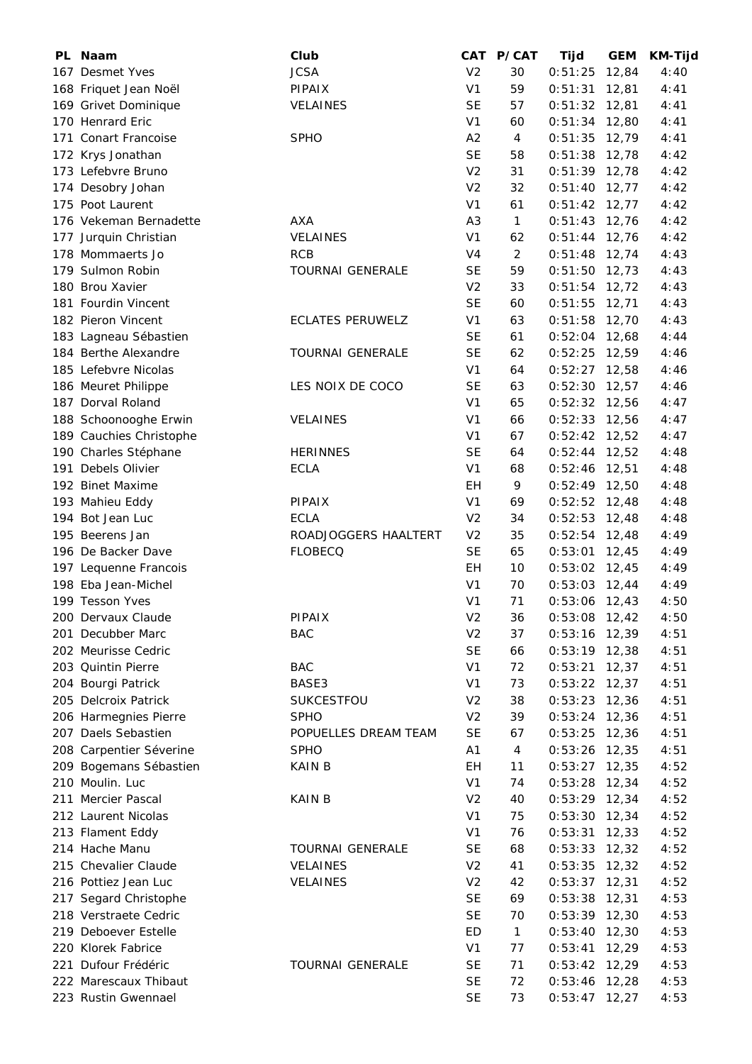| PL | Naam | Club | CAT | P/CAT | Tijd | GEM | KM-Tijd |
|---|---|---|---|---|---|---|---|
| 167 | Desmet Yves | JCSA | V2 | 30 | 0:51:25 | 12,84 | 4:40 |
| 168 | Friquet Jean Noël | PIPAIX | V1 | 59 | 0:51:31 | 12,81 | 4:41 |
| 169 | Grivet Dominique | VELAINES | SE | 57 | 0:51:32 | 12,81 | 4:41 |
| 170 | Henrard Eric | | V1 | 60 | 0:51:34 | 12,80 | 4:41 |
| 171 | Conart Francoise | SPHO | A2 | 4 | 0:51:35 | 12,79 | 4:41 |
| 172 | Krys Jonathan | | SE | 58 | 0:51:38 | 12,78 | 4:42 |
| 173 | Lefebvre Bruno | | V2 | 31 | 0:51:39 | 12,78 | 4:42 |
| 174 | Desobry Johan | | V2 | 32 | 0:51:40 | 12,77 | 4:42 |
| 175 | Poot Laurent | | V1 | 61 | 0:51:42 | 12,77 | 4:42 |
| 176 | Vekeman Bernadette | AXA | A3 | 1 | 0:51:43 | 12,76 | 4:42 |
| 177 | Jurquin Christian | VELAINES | V1 | 62 | 0:51:44 | 12,76 | 4:42 |
| 178 | Mommaerts Jo | RCB | V4 | 2 | 0:51:48 | 12,74 | 4:43 |
| 179 | Sulmon Robin | TOURNAI GENERALE | SE | 59 | 0:51:50 | 12,73 | 4:43 |
| 180 | Brou Xavier | | V2 | 33 | 0:51:54 | 12,72 | 4:43 |
| 181 | Fourdin Vincent | | SE | 60 | 0:51:55 | 12,71 | 4:43 |
| 182 | Pieron Vincent | ECLATES PERUWELZ | V1 | 63 | 0:51:58 | 12,70 | 4:43 |
| 183 | Lagneau Sébastien | | SE | 61 | 0:52:04 | 12,68 | 4:44 |
| 184 | Berthe Alexandre | TOURNAI GENERALE | SE | 62 | 0:52:25 | 12,59 | 4:46 |
| 185 | Lefebvre Nicolas | | V1 | 64 | 0:52:27 | 12,58 | 4:46 |
| 186 | Meuret Philippe | LES NOIX DE COCO | SE | 63 | 0:52:30 | 12,57 | 4:46 |
| 187 | Dorval Roland | | V1 | 65 | 0:52:32 | 12,56 | 4:47 |
| 188 | Schoonooghe Erwin | VELAINES | V1 | 66 | 0:52:33 | 12,56 | 4:47 |
| 189 | Cauchies Christophe | | V1 | 67 | 0:52:42 | 12,52 | 4:47 |
| 190 | Charles Stéphane | HERINNES | SE | 64 | 0:52:44 | 12,52 | 4:48 |
| 191 | Debels Olivier | ECLA | V1 | 68 | 0:52:46 | 12,51 | 4:48 |
| 192 | Binet Maxime | | EH | 9 | 0:52:49 | 12,50 | 4:48 |
| 193 | Mahieu Eddy | PIPAIX | V1 | 69 | 0:52:52 | 12,48 | 4:48 |
| 194 | Bot Jean Luc | ECLA | V2 | 34 | 0:52:53 | 12,48 | 4:48 |
| 195 | Beerens Jan | ROADJOGGERS HAALTERT | V2 | 35 | 0:52:54 | 12,48 | 4:49 |
| 196 | De Backer Dave | FLOBECQ | SE | 65 | 0:53:01 | 12,45 | 4:49 |
| 197 | Lequenne Francois | | EH | 10 | 0:53:02 | 12,45 | 4:49 |
| 198 | Eba Jean-Michel | | V1 | 70 | 0:53:03 | 12,44 | 4:49 |
| 199 | Tesson Yves | | V1 | 71 | 0:53:06 | 12,43 | 4:50 |
| 200 | Dervaux Claude | PIPAIX | V2 | 36 | 0:53:08 | 12,42 | 4:50 |
| 201 | Decubber Marc | BAC | V2 | 37 | 0:53:16 | 12,39 | 4:51 |
| 202 | Meurisse Cedric | | SE | 66 | 0:53:19 | 12,38 | 4:51 |
| 203 | Quintin Pierre | BAC | V1 | 72 | 0:53:21 | 12,37 | 4:51 |
| 204 | Bourgi Patrick | BASE3 | V1 | 73 | 0:53:22 | 12,37 | 4:51 |
| 205 | Delcroix Patrick | SUKCESTFOU | V2 | 38 | 0:53:23 | 12,36 | 4:51 |
| 206 | Harmegnies Pierre | SPHO | V2 | 39 | 0:53:24 | 12,36 | 4:51 |
| 207 | Daels Sebastien | POPUELLES DREAM TEAM | SE | 67 | 0:53:25 | 12,36 | 4:51 |
| 208 | Carpentier Séverine | SPHO | A1 | 4 | 0:53:26 | 12,35 | 4:51 |
| 209 | Bogemans Sébastien | KAIN B | EH | 11 | 0:53:27 | 12,35 | 4:52 |
| 210 | Moulin. Luc | | V1 | 74 | 0:53:28 | 12,34 | 4:52 |
| 211 | Mercier Pascal | KAIN B | V2 | 40 | 0:53:29 | 12,34 | 4:52 |
| 212 | Laurent Nicolas | | V1 | 75 | 0:53:30 | 12,34 | 4:52 |
| 213 | Flament Eddy | | V1 | 76 | 0:53:31 | 12,33 | 4:52 |
| 214 | Hache Manu | TOURNAI GENERALE | SE | 68 | 0:53:33 | 12,32 | 4:52 |
| 215 | Chevalier Claude | VELAINES | V2 | 41 | 0:53:35 | 12,32 | 4:52 |
| 216 | Pottiez Jean Luc | VELAINES | V2 | 42 | 0:53:37 | 12,31 | 4:52 |
| 217 | Segard Christophe | | SE | 69 | 0:53:38 | 12,31 | 4:53 |
| 218 | Verstraete Cedric | | SE | 70 | 0:53:39 | 12,30 | 4:53 |
| 219 | Deboever Estelle | | ED | 1 | 0:53:40 | 12,30 | 4:53 |
| 220 | Klorek Fabrice | | V1 | 77 | 0:53:41 | 12,29 | 4:53 |
| 221 | Dufour Frédéric | TOURNAI GENERALE | SE | 71 | 0:53:42 | 12,29 | 4:53 |
| 222 | Marescaux Thibaut | | SE | 72 | 0:53:46 | 12,28 | 4:53 |
| 223 | Rustin Gwennael | | SE | 73 | 0:53:47 | 12,27 | 4:53 |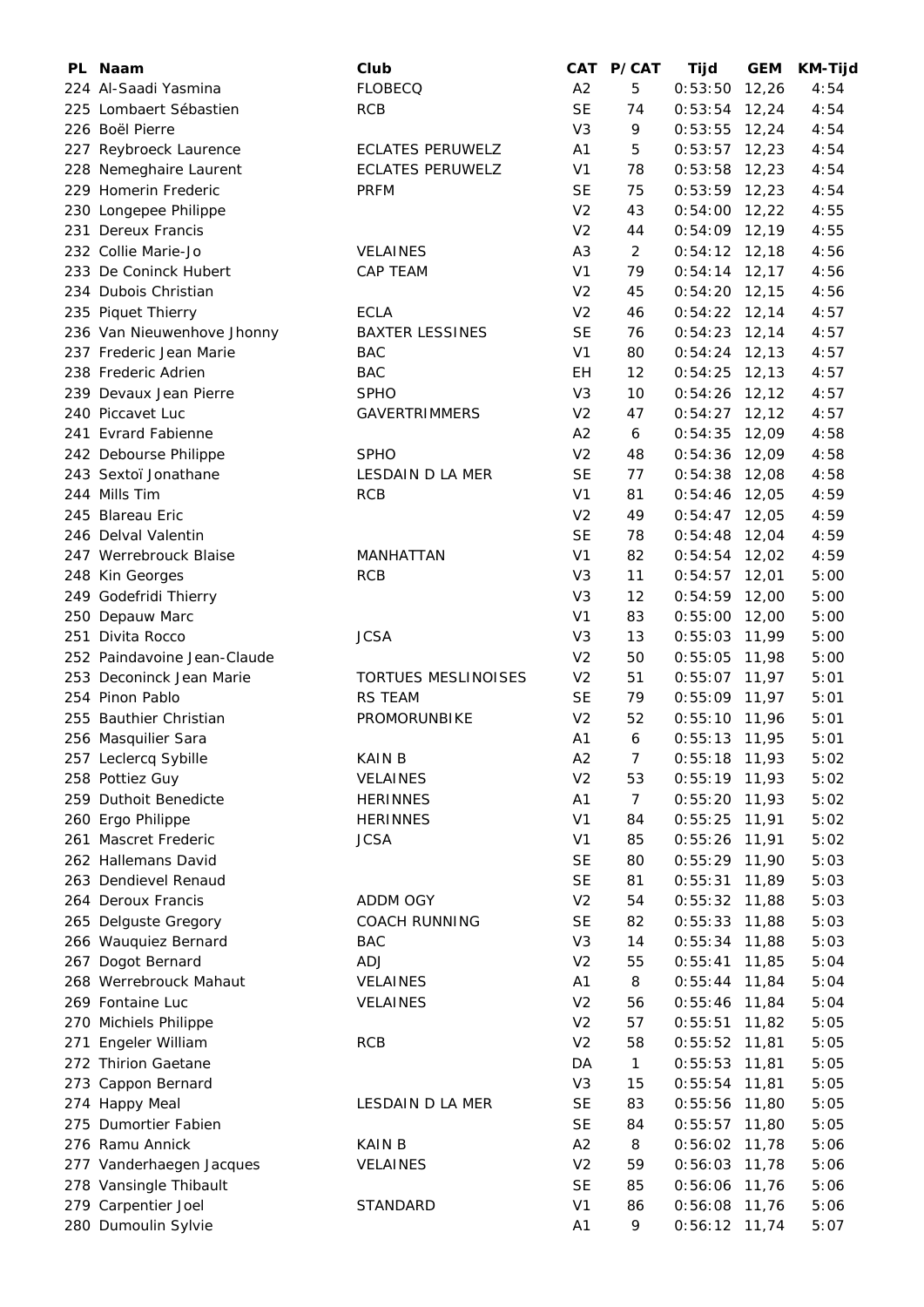| PL | Naam | Club | CAT | P/CAT | Tijd | GEM | KM-Tijd |
|---|---|---|---|---|---|---|---|
| 224 | Al-Saadi Yasmina | FLOBECQ | A2 | 5 | 0:53:50 | 12,26 | 4:54 |
| 225 | Lombaert Sébastien | RCB | SE | 74 | 0:53:54 | 12,24 | 4:54 |
| 226 | Boël Pierre | | V3 | 9 | 0:53:55 | 12,24 | 4:54 |
| 227 | Reybroeck Laurence | ECLATES PERUWELZ | A1 | 5 | 0:53:57 | 12,23 | 4:54 |
| 228 | Nemeghaire Laurent | ECLATES PERUWELZ | V1 | 78 | 0:53:58 | 12,23 | 4:54 |
| 229 | Homerin Frederic | PRFM | SE | 75 | 0:53:59 | 12,23 | 4:54 |
| 230 | Longepee Philippe | | V2 | 43 | 0:54:00 | 12,22 | 4:55 |
| 231 | Dereux Francis | | V2 | 44 | 0:54:09 | 12,19 | 4:55 |
| 232 | Collie Marie-Jo | VELAINES | A3 | 2 | 0:54:12 | 12,18 | 4:56 |
| 233 | De Coninck Hubert | CAP TEAM | V1 | 79 | 0:54:14 | 12,17 | 4:56 |
| 234 | Dubois Christian | | V2 | 45 | 0:54:20 | 12,15 | 4:56 |
| 235 | Piquet Thierry | ECLA | V2 | 46 | 0:54:22 | 12,14 | 4:57 |
| 236 | Van Nieuwenhove Jhonny | BAXTER LESSINES | SE | 76 | 0:54:23 | 12,14 | 4:57 |
| 237 | Frederic Jean Marie | BAC | V1 | 80 | 0:54:24 | 12,13 | 4:57 |
| 238 | Frederic Adrien | BAC | EH | 12 | 0:54:25 | 12,13 | 4:57 |
| 239 | Devaux Jean Pierre | SPHO | V3 | 10 | 0:54:26 | 12,12 | 4:57 |
| 240 | Piccavet Luc | GAVERTRIMMERS | V2 | 47 | 0:54:27 | 12,12 | 4:57 |
| 241 | Evrard Fabienne | | A2 | 6 | 0:54:35 | 12,09 | 4:58 |
| 242 | Debourse Philippe | SPHO | V2 | 48 | 0:54:36 | 12,09 | 4:58 |
| 243 | Sextoï Jonathane | LESDAIN D LA MER | SE | 77 | 0:54:38 | 12,08 | 4:58 |
| 244 | Mills Tim | RCB | V1 | 81 | 0:54:46 | 12,05 | 4:59 |
| 245 | Blareau Eric | | V2 | 49 | 0:54:47 | 12,05 | 4:59 |
| 246 | Delval Valentin | | SE | 78 | 0:54:48 | 12,04 | 4:59 |
| 247 | Werrebrouck Blaise | MANHATTAN | V1 | 82 | 0:54:54 | 12,02 | 4:59 |
| 248 | Kin Georges | RCB | V3 | 11 | 0:54:57 | 12,01 | 5:00 |
| 249 | Godefridi Thierry | | V3 | 12 | 0:54:59 | 12,00 | 5:00 |
| 250 | Depauw Marc | | V1 | 83 | 0:55:00 | 12,00 | 5:00 |
| 251 | Divita Rocco | JCSA | V3 | 13 | 0:55:03 | 11,99 | 5:00 |
| 252 | Paindavoine Jean-Claude | | V2 | 50 | 0:55:05 | 11,98 | 5:00 |
| 253 | Deconinck Jean Marie | TORTUES MESLINOISES | V2 | 51 | 0:55:07 | 11,97 | 5:01 |
| 254 | Pinon Pablo | RS TEAM | SE | 79 | 0:55:09 | 11,97 | 5:01 |
| 255 | Bauthier Christian | PROMORUNBIKE | V2 | 52 | 0:55:10 | 11,96 | 5:01 |
| 256 | Masquilier Sara | | A1 | 6 | 0:55:13 | 11,95 | 5:01 |
| 257 | Leclercq Sybille | KAIN B | A2 | 7 | 0:55:18 | 11,93 | 5:02 |
| 258 | Pottiez Guy | VELAINES | V2 | 53 | 0:55:19 | 11,93 | 5:02 |
| 259 | Duthoit Benedicte | HERINNES | A1 | 7 | 0:55:20 | 11,93 | 5:02 |
| 260 | Ergo Philippe | HERINNES | V1 | 84 | 0:55:25 | 11,91 | 5:02 |
| 261 | Mascret Frederic | JCSA | V1 | 85 | 0:55:26 | 11,91 | 5:02 |
| 262 | Hallemans David | | SE | 80 | 0:55:29 | 11,90 | 5:03 |
| 263 | Dendievel Renaud | | SE | 81 | 0:55:31 | 11,89 | 5:03 |
| 264 | Deroux Francis | ADDM OGY | V2 | 54 | 0:55:32 | 11,88 | 5:03 |
| 265 | Delguste Gregory | COACH RUNNING | SE | 82 | 0:55:33 | 11,88 | 5:03 |
| 266 | Wauquiez Bernard | BAC | V3 | 14 | 0:55:34 | 11,88 | 5:03 |
| 267 | Dogot Bernard | ADJ | V2 | 55 | 0:55:41 | 11,85 | 5:04 |
| 268 | Werrebrouck Mahaut | VELAINES | A1 | 8 | 0:55:44 | 11,84 | 5:04 |
| 269 | Fontaine Luc | VELAINES | V2 | 56 | 0:55:46 | 11,84 | 5:04 |
| 270 | Michiels Philippe | | V2 | 57 | 0:55:51 | 11,82 | 5:05 |
| 271 | Engeler William | RCB | V2 | 58 | 0:55:52 | 11,81 | 5:05 |
| 272 | Thirion Gaetane | | DA | 1 | 0:55:53 | 11,81 | 5:05 |
| 273 | Cappon Bernard | | V3 | 15 | 0:55:54 | 11,81 | 5:05 |
| 274 | Happy Meal | LESDAIN D LA MER | SE | 83 | 0:55:56 | 11,80 | 5:05 |
| 275 | Dumortier Fabien | | SE | 84 | 0:55:57 | 11,80 | 5:05 |
| 276 | Ramu Annick | KAIN B | A2 | 8 | 0:56:02 | 11,78 | 5:06 |
| 277 | Vanderhaegen Jacques | VELAINES | V2 | 59 | 0:56:03 | 11,78 | 5:06 |
| 278 | Vansingle Thibault | | SE | 85 | 0:56:06 | 11,76 | 5:06 |
| 279 | Carpentier Joel | STANDARD | V1 | 86 | 0:56:08 | 11,76 | 5:06 |
| 280 | Dumoulin Sylvie | | A1 | 9 | 0:56:12 | 11,74 | 5:07 |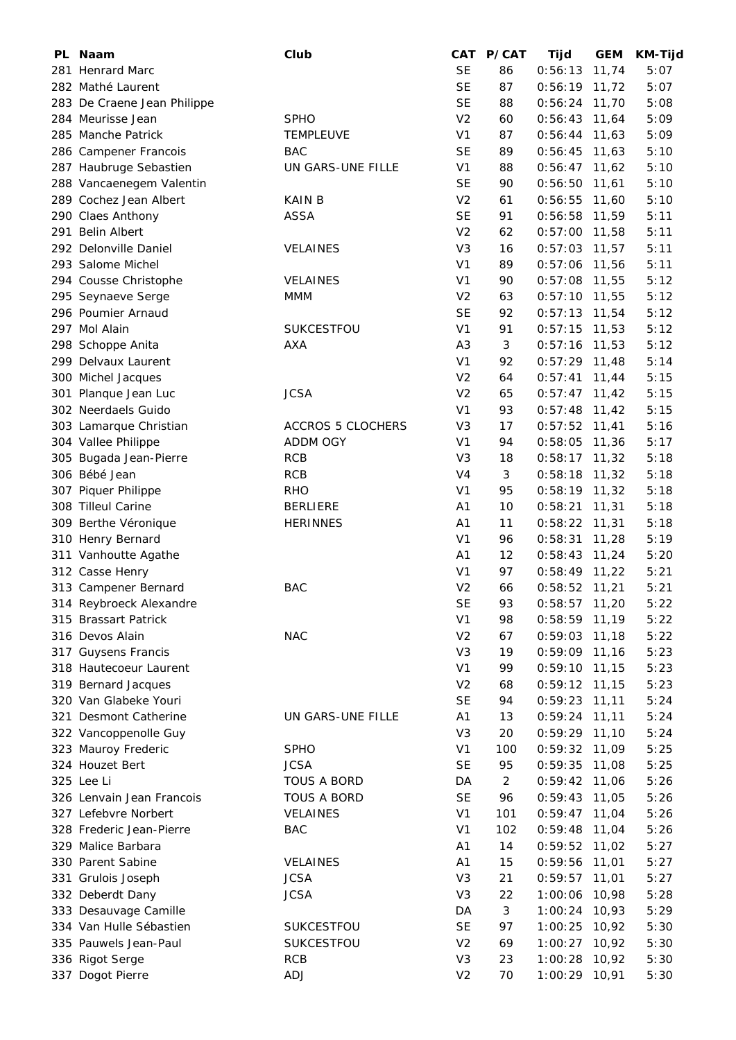| PL | Naam | Club | CAT | P/CAT | Tijd | GEM | KM-Tijd |
|---|---|---|---|---|---|---|---|
| 281 | Henrard Marc | | SE | 86 | 0:56:13 | 11,74 | 5:07 |
| 282 | Mathé Laurent | | SE | 87 | 0:56:19 | 11,72 | 5:07 |
| 283 | De Craene Jean Philippe | | SE | 88 | 0:56:24 | 11,70 | 5:08 |
| 284 | Meurisse Jean | SPHO | V2 | 60 | 0:56:43 | 11,64 | 5:09 |
| 285 | Manche Patrick | TEMPLEUVE | V1 | 87 | 0:56:44 | 11,63 | 5:09 |
| 286 | Campener Francois | BAC | SE | 89 | 0:56:45 | 11,63 | 5:10 |
| 287 | Haubruge Sebastien | UN GARS-UNE FILLE | V1 | 88 | 0:56:47 | 11,62 | 5:10 |
| 288 | Vancaenegem Valentin | | SE | 90 | 0:56:50 | 11,61 | 5:10 |
| 289 | Cochez Jean Albert | KAIN B | V2 | 61 | 0:56:55 | 11,60 | 5:10 |
| 290 | Claes Anthony | ASSA | SE | 91 | 0:56:58 | 11,59 | 5:11 |
| 291 | Belin Albert | | V2 | 62 | 0:57:00 | 11,58 | 5:11 |
| 292 | Delonville Daniel | VELAINES | V3 | 16 | 0:57:03 | 11,57 | 5:11 |
| 293 | Salome Michel | | V1 | 89 | 0:57:06 | 11,56 | 5:11 |
| 294 | Cousse Christophe | VELAINES | V1 | 90 | 0:57:08 | 11,55 | 5:12 |
| 295 | Seynaeve Serge | MMM | V2 | 63 | 0:57:10 | 11,55 | 5:12 |
| 296 | Poumier Arnaud | | SE | 92 | 0:57:13 | 11,54 | 5:12 |
| 297 | Mol Alain | SUKCESTFOU | V1 | 91 | 0:57:15 | 11,53 | 5:12 |
| 298 | Schoppe Anita | AXA | A3 | 3 | 0:57:16 | 11,53 | 5:12 |
| 299 | Delvaux Laurent | | V1 | 92 | 0:57:29 | 11,48 | 5:14 |
| 300 | Michel Jacques | | V2 | 64 | 0:57:41 | 11,44 | 5:15 |
| 301 | Planque Jean Luc | JCSA | V2 | 65 | 0:57:47 | 11,42 | 5:15 |
| 302 | Neerdaels Guido | | V1 | 93 | 0:57:48 | 11,42 | 5:15 |
| 303 | Lamarque Christian | ACCROS 5 CLOCHERS | V3 | 17 | 0:57:52 | 11,41 | 5:16 |
| 304 | Vallee Philippe | ADDM OGY | V1 | 94 | 0:58:05 | 11,36 | 5:17 |
| 305 | Bugada Jean-Pierre | RCB | V3 | 18 | 0:58:17 | 11,32 | 5:18 |
| 306 | Bébé Jean | RCB | V4 | 3 | 0:58:18 | 11,32 | 5:18 |
| 307 | Piquer Philippe | RHO | V1 | 95 | 0:58:19 | 11,32 | 5:18 |
| 308 | Tilleul Carine | BERLIERE | A1 | 10 | 0:58:21 | 11,31 | 5:18 |
| 309 | Berthe Véronique | HERINNES | A1 | 11 | 0:58:22 | 11,31 | 5:18 |
| 310 | Henry Bernard | | V1 | 96 | 0:58:31 | 11,28 | 5:19 |
| 311 | Vanhoutte Agathe | | A1 | 12 | 0:58:43 | 11,24 | 5:20 |
| 312 | Casse Henry | | V1 | 97 | 0:58:49 | 11,22 | 5:21 |
| 313 | Campener Bernard | BAC | V2 | 66 | 0:58:52 | 11,21 | 5:21 |
| 314 | Reybroeck Alexandre | | SE | 93 | 0:58:57 | 11,20 | 5:22 |
| 315 | Brassart Patrick | | V1 | 98 | 0:58:59 | 11,19 | 5:22 |
| 316 | Devos Alain | NAC | V2 | 67 | 0:59:03 | 11,18 | 5:22 |
| 317 | Guysens Francis | | V3 | 19 | 0:59:09 | 11,16 | 5:23 |
| 318 | Hautecoeur Laurent | | V1 | 99 | 0:59:10 | 11,15 | 5:23 |
| 319 | Bernard Jacques | | V2 | 68 | 0:59:12 | 11,15 | 5:23 |
| 320 | Van Glabeke Youri | | SE | 94 | 0:59:23 | 11,11 | 5:24 |
| 321 | Desmont Catherine | UN GARS-UNE FILLE | A1 | 13 | 0:59:24 | 11,11 | 5:24 |
| 322 | Vancoppenolle Guy | | V3 | 20 | 0:59:29 | 11,10 | 5:24 |
| 323 | Mauroy Frederic | SPHO | V1 | 100 | 0:59:32 | 11,09 | 5:25 |
| 324 | Houzet Bert | JCSA | SE | 95 | 0:59:35 | 11,08 | 5:25 |
| 325 | Lee Li | TOUS A BORD | DA | 2 | 0:59:42 | 11,06 | 5:26 |
| 326 | Lenvain Jean Francois | TOUS A BORD | SE | 96 | 0:59:43 | 11,05 | 5:26 |
| 327 | Lefebvre Norbert | VELAINES | V1 | 101 | 0:59:47 | 11,04 | 5:26 |
| 328 | Frederic Jean-Pierre | BAC | V1 | 102 | 0:59:48 | 11,04 | 5:26 |
| 329 | Malice Barbara | | A1 | 14 | 0:59:52 | 11,02 | 5:27 |
| 330 | Parent Sabine | VELAINES | A1 | 15 | 0:59:56 | 11,01 | 5:27 |
| 331 | Grulois Joseph | JCSA | V3 | 21 | 0:59:57 | 11,01 | 5:27 |
| 332 | Deberdt Dany | JCSA | V3 | 22 | 1:00:06 | 10,98 | 5:28 |
| 333 | Desauvage Camille | | DA | 3 | 1:00:24 | 10,93 | 5:29 |
| 334 | Van Hulle Sébastien | SUKCESTFOU | SE | 97 | 1:00:25 | 10,92 | 5:30 |
| 335 | Pauwels Jean-Paul | SUKCESTFOU | V2 | 69 | 1:00:27 | 10,92 | 5:30 |
| 336 | Rigot Serge | RCB | V3 | 23 | 1:00:28 | 10,92 | 5:30 |
| 337 | Dogot Pierre | ADJ | V2 | 70 | 1:00:29 | 10,91 | 5:30 |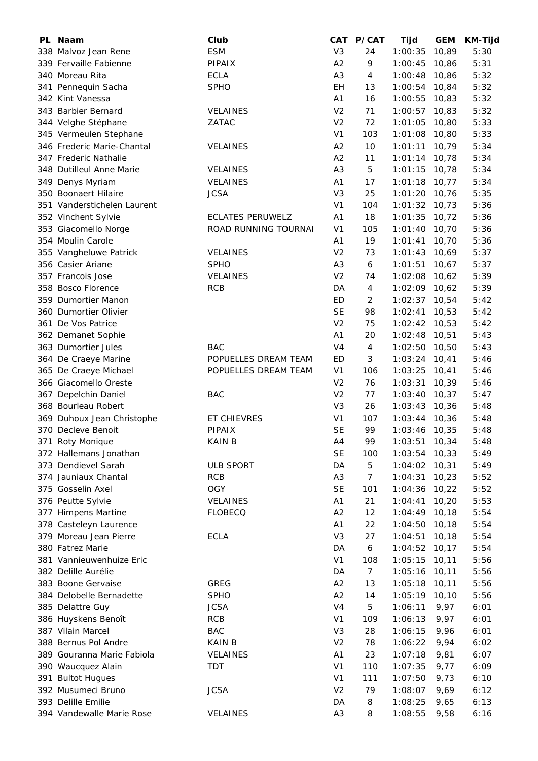| PL | Naam | Club | CAT | P/CAT | Tijd | GEM | KM-Tijd |
|---|---|---|---|---|---|---|---|
| 338 | Malvoz Jean Rene | ESM | V3 | 24 | 1:00:35 | 10,89 | 5:30 |
| 339 | Fervaille Fabienne | PIPAIX | A2 | 9 | 1:00:45 | 10,86 | 5:31 |
| 340 | Moreau Rita | ECLA | A3 | 4 | 1:00:48 | 10,86 | 5:32 |
| 341 | Pennequin Sacha | SPHO | EH | 13 | 1:00:54 | 10,84 | 5:32 |
| 342 | Kint Vanessa | | A1 | 16 | 1:00:55 | 10,83 | 5:32 |
| 343 | Barbier Bernard | VELAINES | V2 | 71 | 1:00:57 | 10,83 | 5:32 |
| 344 | Velghe Stéphane | ZATAC | V2 | 72 | 1:01:05 | 10,80 | 5:33 |
| 345 | Vermeulen Stephane | | V1 | 103 | 1:01:08 | 10,80 | 5:33 |
| 346 | Frederic Marie-Chantal | VELAINES | A2 | 10 | 1:01:11 | 10,79 | 5:34 |
| 347 | Frederic Nathalie | | A2 | 11 | 1:01:14 | 10,78 | 5:34 |
| 348 | Dutilleul Anne Marie | VELAINES | A3 | 5 | 1:01:15 | 10,78 | 5:34 |
| 349 | Denys Myriam | VELAINES | A1 | 17 | 1:01:18 | 10,77 | 5:34 |
| 350 | Boonaert Hilaire | JCSA | V3 | 25 | 1:01:20 | 10,76 | 5:35 |
| 351 | Vanderstichelen Laurent | | V1 | 104 | 1:01:32 | 10,73 | 5:36 |
| 352 | Vinchent Sylvie | ECLATES PERUWELZ | A1 | 18 | 1:01:35 | 10,72 | 5:36 |
| 353 | Giacomello Norge | ROAD RUNNING TOURNAI | V1 | 105 | 1:01:40 | 10,70 | 5:36 |
| 354 | Moulin Carole | | A1 | 19 | 1:01:41 | 10,70 | 5:36 |
| 355 | Vangheluwe Patrick | VELAINES | V2 | 73 | 1:01:43 | 10,69 | 5:37 |
| 356 | Casier Ariane | SPHO | A3 | 6 | 1:01:51 | 10,67 | 5:37 |
| 357 | Francois Jose | VELAINES | V2 | 74 | 1:02:08 | 10,62 | 5:39 |
| 358 | Bosco Florence | RCB | DA | 4 | 1:02:09 | 10,62 | 5:39 |
| 359 | Dumortier Manon | | ED | 2 | 1:02:37 | 10,54 | 5:42 |
| 360 | Dumortier Olivier | | SE | 98 | 1:02:41 | 10,53 | 5:42 |
| 361 | De Vos Patrice | | V2 | 75 | 1:02:42 | 10,53 | 5:42 |
| 362 | Demanet Sophie | | A1 | 20 | 1:02:48 | 10,51 | 5:43 |
| 363 | Dumortier Jules | BAC | V4 | 4 | 1:02:50 | 10,50 | 5:43 |
| 364 | De Craeye Marine | POPUELLES DREAM TEAM | ED | 3 | 1:03:24 | 10,41 | 5:46 |
| 365 | De Craeye Michael | POPUELLES DREAM TEAM | V1 | 106 | 1:03:25 | 10,41 | 5:46 |
| 366 | Giacomello Oreste | | V2 | 76 | 1:03:31 | 10,39 | 5:46 |
| 367 | Depelchin Daniel | BAC | V2 | 77 | 1:03:40 | 10,37 | 5:47 |
| 368 | Bourleau Robert | | V3 | 26 | 1:03:43 | 10,36 | 5:48 |
| 369 | Duhoux Jean Christophe | ET CHIEVRES | V1 | 107 | 1:03:44 | 10,36 | 5:48 |
| 370 | Decleve Benoit | PIPAIX | SE | 99 | 1:03:46 | 10,35 | 5:48 |
| 371 | Roty Monique | KAIN B | A4 | 99 | 1:03:51 | 10,34 | 5:48 |
| 372 | Hallemans Jonathan | | SE | 100 | 1:03:54 | 10,33 | 5:49 |
| 373 | Dendievel Sarah | ULB SPORT | DA | 5 | 1:04:02 | 10,31 | 5:49 |
| 374 | Jauniaux Chantal | RCB | A3 | 7 | 1:04:31 | 10,23 | 5:52 |
| 375 | Gosselin Axel | OGY | SE | 101 | 1:04:36 | 10,22 | 5:52 |
| 376 | Peutte Sylvie | VELAINES | A1 | 21 | 1:04:41 | 10,20 | 5:53 |
| 377 | Himpens Martine | FLOBECQ | A2 | 12 | 1:04:49 | 10,18 | 5:54 |
| 378 | Casteleyn Laurence | | A1 | 22 | 1:04:50 | 10,18 | 5:54 |
| 379 | Moreau Jean Pierre | ECLA | V3 | 27 | 1:04:51 | 10,18 | 5:54 |
| 380 | Fatrez Marie | | DA | 6 | 1:04:52 | 10,17 | 5:54 |
| 381 | Vannieuwenhuize Eric | | V1 | 108 | 1:05:15 | 10,11 | 5:56 |
| 382 | Delille Aurélie | | DA | 7 | 1:05:16 | 10,11 | 5:56 |
| 383 | Boone Gervaise | GREG | A2 | 13 | 1:05:18 | 10,11 | 5:56 |
| 384 | Delobelle Bernadette | SPHO | A2 | 14 | 1:05:19 | 10,10 | 5:56 |
| 385 | Delattre Guy | JCSA | V4 | 5 | 1:06:11 | 9,97 | 6:01 |
| 386 | Huyskens Benoît | RCB | V1 | 109 | 1:06:13 | 9,97 | 6:01 |
| 387 | Vilain Marcel | BAC | V3 | 28 | 1:06:15 | 9,96 | 6:01 |
| 388 | Bernus Pol Andre | KAIN B | V2 | 78 | 1:06:22 | 9,94 | 6:02 |
| 389 | Gouranna Marie Fabiola | VELAINES | A1 | 23 | 1:07:18 | 9,81 | 6:07 |
| 390 | Waucquez Alain | TDT | V1 | 110 | 1:07:35 | 9,77 | 6:09 |
| 391 | Bultot Hugues | | V1 | 111 | 1:07:50 | 9,73 | 6:10 |
| 392 | Musumeci Bruno | JCSA | V2 | 79 | 1:08:07 | 9,69 | 6:12 |
| 393 | Delille Emilie | | DA | 8 | 1:08:25 | 9,65 | 6:13 |
| 394 | Vandewalle Marie Rose | VELAINES | A3 | 8 | 1:08:55 | 9,58 | 6:16 |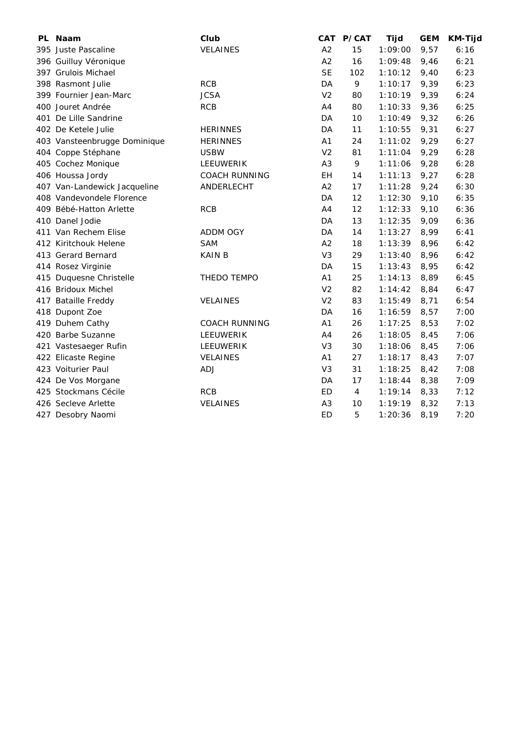| PL | Naam | Club | CAT | P/CAT | Tijd | GEM | KM-Tijd |
|---|---|---|---|---|---|---|---|
| 395 | Juste Pascaline | VELAINES | A2 | 15 | 1:09:00 | 9,57 | 6:16 |
| 396 | Guilluy Véronique | | A2 | 16 | 1:09:48 | 9,46 | 6:21 |
| 397 | Grulois Michael | | SE | 102 | 1:10:12 | 9,40 | 6:23 |
| 398 | Rasmont Julie | RCB | DA | 9 | 1:10:17 | 9,39 | 6:23 |
| 399 | Fournier Jean-Marc | JCSA | V2 | 80 | 1:10:19 | 9,39 | 6:24 |
| 400 | Jouret Andrée | RCB | A4 | 80 | 1:10:33 | 9,36 | 6:25 |
| 401 | De Lille Sandrine | | DA | 10 | 1:10:49 | 9,32 | 6:26 |
| 402 | De Ketele Julie | HERINNES | DA | 11 | 1:10:55 | 9,31 | 6:27 |
| 403 | Vansteenbrugge Dominique | HERINNES | A1 | 24 | 1:11:02 | 9,29 | 6:27 |
| 404 | Coppe Stéphane | USBW | V2 | 81 | 1:11:04 | 9,29 | 6:28 |
| 405 | Cochez Monique | LEEUWERIK | A3 | 9 | 1:11:06 | 9,28 | 6:28 |
| 406 | Houssa Jordy | COACH RUNNING | EH | 14 | 1:11:13 | 9,27 | 6:28 |
| 407 | Van-Landewick Jacqueline | ANDERLECHT | A2 | 17 | 1:11:28 | 9,24 | 6:30 |
| 408 | Vandevondele Florence | | DA | 12 | 1:12:30 | 9,10 | 6:35 |
| 409 | Bébé-Hatton Arlette | RCB | A4 | 12 | 1:12:33 | 9,10 | 6:36 |
| 410 | Danel Jodie | | DA | 13 | 1:12:35 | 9,09 | 6:36 |
| 411 | Van Rechem Elise | ADDM OGY | DA | 14 | 1:13:27 | 8,99 | 6:41 |
| 412 | Kiritchouk Helene | SAM | A2 | 18 | 1:13:39 | 8,96 | 6:42 |
| 413 | Gerard Bernard | KAIN B | V3 | 29 | 1:13:40 | 8,96 | 6:42 |
| 414 | Rosez Virginie | | DA | 15 | 1:13:43 | 8,95 | 6:42 |
| 415 | Duquesne Christelle | THEDO TEMPO | A1 | 25 | 1:14:13 | 8,89 | 6:45 |
| 416 | Bridoux Michel | | V2 | 82 | 1:14:42 | 8,84 | 6:47 |
| 417 | Bataille Freddy | VELAINES | V2 | 83 | 1:15:49 | 8,71 | 6:54 |
| 418 | Dupont Zoe | | DA | 16 | 1:16:59 | 8,57 | 7:00 |
| 419 | Duhem Cathy | COACH RUNNING | A1 | 26 | 1:17:25 | 8,53 | 7:02 |
| 420 | Barbe Suzanne | LEEUWERIK | A4 | 26 | 1:18:05 | 8,45 | 7:06 |
| 421 | Vastesaeger Rufin | LEEUWERIK | V3 | 30 | 1:18:06 | 8,45 | 7:06 |
| 422 | Elicaste Regine | VELAINES | A1 | 27 | 1:18:17 | 8,43 | 7:07 |
| 423 | Voiturier Paul | ADJ | V3 | 31 | 1:18:25 | 8,42 | 7:08 |
| 424 | De Vos Morgane | | DA | 17 | 1:18:44 | 8,38 | 7:09 |
| 425 | Stockmans Cécile | RCB | ED | 4 | 1:19:14 | 8,33 | 7:12 |
| 426 | Secleve Arlette | VELAINES | A3 | 10 | 1:19:19 | 8,32 | 7:13 |
| 427 | Desobry Naomi | | ED | 5 | 1:20:36 | 8,19 | 7:20 |